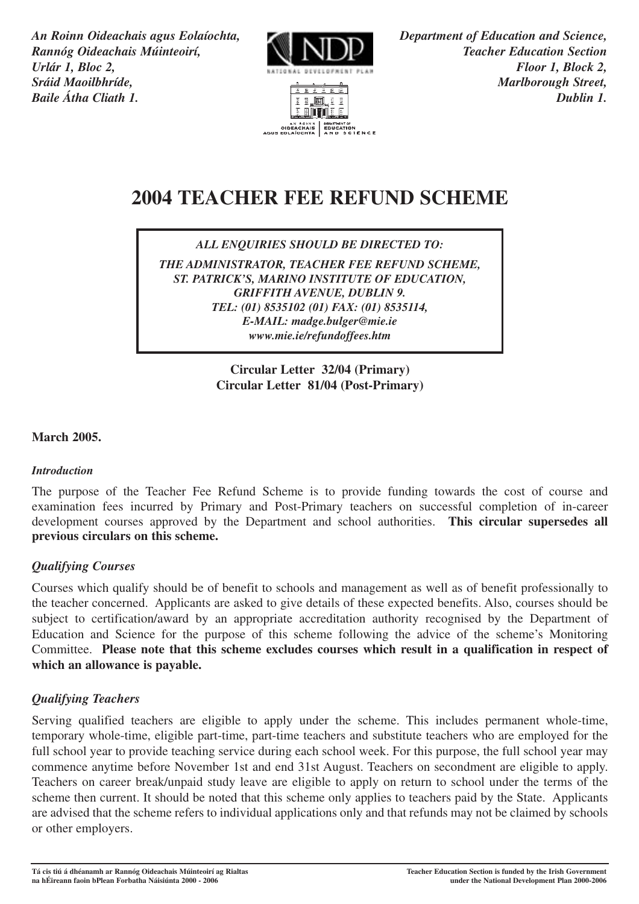*An Roinn Oideachais agus Eolaíochta,*
*Rannóg Oideachais Múinteoirí,*
*Urlár 1, Bloc 2,*
*Sráid Maoilbhríde,*
*Baile Átha Cliath 1.*

*Department of Education and Science,*
*Teacher Education Section*
*Floor 1, Block 2,*
*Marlborough Street,*
*Dublin 1.*

# 2004 TEACHER FEE REFUND SCHEME

***ALL ENQUIRIES SHOULD BE DIRECTED TO:***
***THE ADMINISTRATOR, TEACHER FEE REFUND SCHEME,***
***ST. PATRICK'S, MARINO INSTITUTE OF EDUCATION,***
***GRIFFITH AVENUE, DUBLIN 9.***
***TEL: (01) 8535102 (01) FAX: (01) 8535114,***
***E-MAIL: madge.bulger@mie.ie***
***www.mie.ie/refundoffees.htm***

**Circular Letter 32/04 (Primary)**
**Circular Letter 81/04 (Post-Primary)**

**March 2005.**

### *Introduction*

The purpose of the Teacher Fee Refund Scheme is to provide funding towards the cost of course and examination fees incurred by Primary and Post-Primary teachers on successful completion of in-career development courses approved by the Department and school authorities. **This circular supersedes all previous circulars on this scheme.**

### *Qualifying Courses*

Courses which qualify should be of benefit to schools and management as well as of benefit professionally to the teacher concerned. Applicants are asked to give details of these expected benefits. Also, courses should be subject to certification/award by an appropriate accreditation authority recognised by the Department of Education and Science for the purpose of this scheme following the advice of the scheme's Monitoring Committee. **Please note that this scheme excludes courses which result in a qualification in respect of which an allowance is payable.**

### *Qualifying Teachers*

Serving qualified teachers are eligible to apply under the scheme. This includes permanent whole-time, temporary whole-time, eligible part-time, part-time teachers and substitute teachers who are employed for the full school year to provide teaching service during each school week. For this purpose, the full school year may commence anytime before November 1st and end 31st August. Teachers on secondment are eligible to apply. Teachers on career break/unpaid study leave are eligible to apply on return to school under the terms of the scheme then current. It should be noted that this scheme only applies to teachers paid by the State. Applicants are advised that the scheme refers to individual applications only and that refunds may not be claimed by schools or other employers.

**Tá cis tiú á dhéanamh ar Rannóg Oideachais Múinteoirí ag Rialtas na hÉireann faoin bPlean Forbatha Náisiúnta 2000 - 2006**

**Teacher Education Section is funded by the Irish Government under the National Development Plan 2000-2006**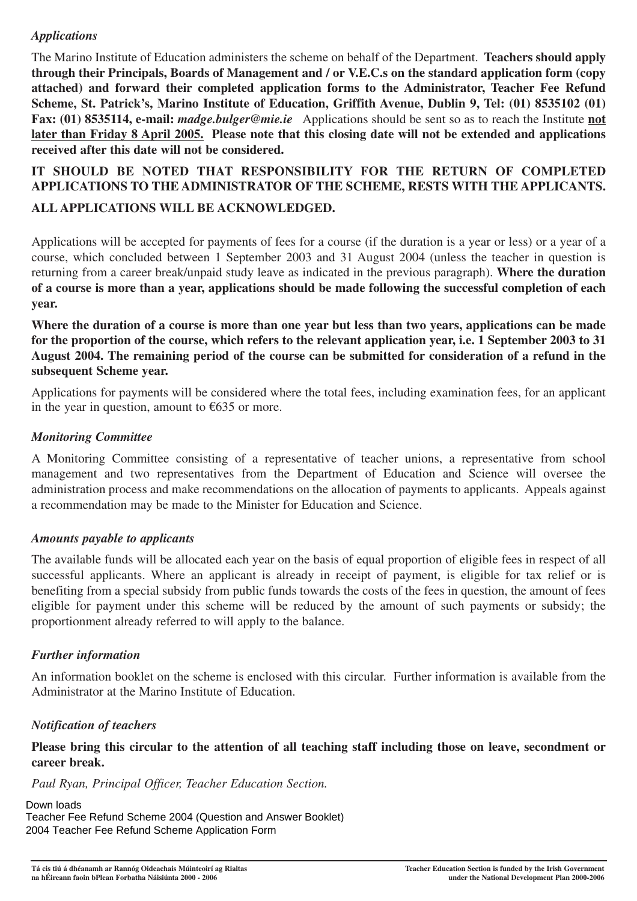### *Applications*

The Marino Institute of Education administers the scheme on behalf of the Department. **Teachers should apply through their Principals, Boards of Management and / or V.E.C.s on the standard application form (copy attached) and forward their completed application forms to the Administrator, Teacher Fee Refund Scheme, St. Patrick's, Marino Institute of Education, Griffith Avenue, Dublin 9, Tel: (01) 8535102 (01) Fax: (01) 8535114, e-mail:** ***madge.bulger@mie.ie*** Applications should be sent so as to reach the Institute **not later than Friday 8 April 2005. Please note that this closing date will not be extended and applications received after this date will not be considered.**

**IT SHOULD BE NOTED THAT RESPONSIBILITY FOR THE RETURN OF COMPLETED APPLICATIONS TO THE ADMINISTRATOR OF THE SCHEME, RESTS WITH THE APPLICANTS.**

**ALL APPLICATIONS WILL BE ACKNOWLEDGED.**

Applications will be accepted for payments of fees for a course (if the duration is a year or less) or a year of a course, which concluded between 1 September 2003 and 31 August 2004 (unless the teacher in question is returning from a career break/unpaid study leave as indicated in the previous paragraph). **Where the duration of a course is more than a year, applications should be made following the successful completion of each year.**

**Where the duration of a course is more than one year but less than two years, applications can be made for the proportion of the course, which refers to the relevant application year, i.e. 1 September 2003 to 31 August 2004. The remaining period of the course can be submitted for consideration of a refund in the subsequent Scheme year.**

Applications for payments will be considered where the total fees, including examination fees, for an applicant in the year in question, amount to €635 or more.

### *Monitoring Committee*

A Monitoring Committee consisting of a representative of teacher unions, a representative from school management and two representatives from the Department of Education and Science will oversee the administration process and make recommendations on the allocation of payments to applicants. Appeals against a recommendation may be made to the Minister for Education and Science.

### *Amounts payable to applicants*

The available funds will be allocated each year on the basis of equal proportion of eligible fees in respect of all successful applicants. Where an applicant is already in receipt of payment, is eligible for tax relief or is benefiting from a special subsidy from public funds towards the costs of the fees in question, the amount of fees eligible for payment under this scheme will be reduced by the amount of such payments or subsidy; the proportionment already referred to will apply to the balance.

### *Further information*

An information booklet on the scheme is enclosed with this circular. Further information is available from the Administrator at the Marino Institute of Education.

### *Notification of teachers*

**Please bring this circular to the attention of all teaching staff including those on leave, secondment or career break.**

*Paul Ryan, Principal Officer, Teacher Education Section.*

Down loads
Teacher Fee Refund Scheme 2004 (Question and Answer Booklet)
2004 Teacher Fee Refund Scheme Application Form

**Tá cis tiú á dhéanamh ar Rannóg Oideachais Múinteoirí ag Rialtas na hÉireann faoin bPlean Forbatha Náisiúnta 2000 - 2006**

**Teacher Education Section is funded by the Irish Government under the National Development Plan 2000-2006**